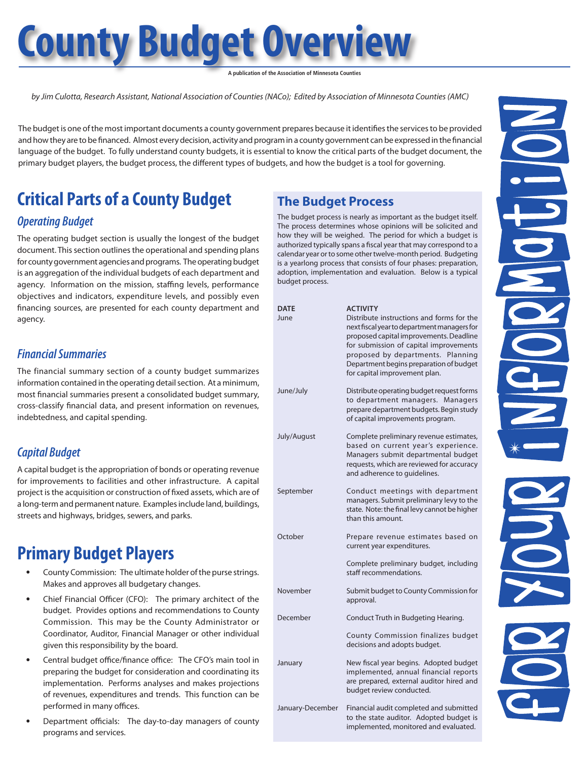# County Budget Overview

A publication of the Association of Minnesota Counties

*by Jim Culotta, Research Assistant, National Association of Counties (NACo); Edited by Association of Minnesota Counties (AMC)*

The budget is one of the most important documents a county government prepares because it identifies the services to be provided and how they are to be financed. Almost every decision, activity and program in a county government can be expressed in the financial language of the budget. To fully understand county budgets, it is essential to know the critical parts of the budget document, the primary budget players, the budget process, the different types of budgets, and how the budget is a tool for governing.

## Critical Parts of a County Budget

### *Operating Budget*

The operating budget section is usually the longest of the budget document. This section outlines the operational and spending plans for county government agencies and programs. The operating budget is an aggregation of the individual budgets of each department and agency. Information on the mission, staffing levels, performance objectives and indicators, expenditure levels, and possibly even financing sources, are presented for each county department and agency.

### *Financial Summaries*

The financial summary section of a county budget summarizes information contained in the operating detail section. At a minimum, most financial summaries present a consolidated budget summary, cross-classify financial data, and present information on revenues, indebtedness, and capital spending.

### *Capital Budget*

A capital budget is the appropriation of bonds or operating revenue for improvements to facilities and other infrastructure. A capital project is the acquisition or construction of fixed assets, which are of a long-term and permanent nature. Examples include land, buildings, streets and highways, bridges, sewers, and parks.

## Primary Budget Players

- County Commission: The ultimate holder of the purse strings. Makes and approves all budgetary changes.
- Chief Financial Officer (CFO): The primary architect of the budget. Provides options and recommendations to County Commission. This may be the County Administrator or Coordinator, Auditor, Financial Manager or other individual given this responsibility by the board.
- Central budget office/finance office: The CFO's main tool in preparing the budget for consideration and coordinating its implementation. Performs analyses and makes projections of revenues, expenditures and trends. This function can be performed in many offices.
- Department officials: The day-to-day managers of county programs and services.

## The Budget Process

The budget process is nearly as important as the budget itself. The process determines whose opinions will be solicited and how they will be weighed. The period for which a budget is authorized typically spans a fiscal year that may correspond to a calendar year or to some other twelve-month period. Budgeting is a yearlong process that consists of four phases: preparation, adoption, implementation and evaluation. Below is a typical budget process.

| DATE | ACTIVITY |
|---|---|
| June | Distribute instructions and forms for the next fiscal year to department managers for proposed capital improvements. Deadline for submission of capital improvements proposed by departments. Planning Department begins preparation of budget for capital improvement plan. |
| June/July | Distribute operating budget request forms to department managers. Managers prepare department budgets. Begin study of capital improvements program. |
| July/August | Complete preliminary revenue estimates, based on current year's experience. Managers submit departmental budget requests, which are reviewed for accuracy and adherence to guidelines. |
| September | Conduct meetings with department managers. Submit preliminary levy to the state. Note: the final levy cannot be higher than this amount. |
| October | Prepare revenue estimates based on current year expenditures. Complete preliminary budget, including staff recommendations. |
| November | Submit budget to County Commission for approval. |
| December | Conduct Truth in Budgeting Hearing. County Commission finalizes budget decisions and adopts budget. |
| January | New fiscal year begins. Adopted budget implemented, annual financial reports are prepared, external auditor hired and budget review conducted. |
| January-December | Financial audit completed and submitted to the state auditor. Adopted budget is implemented, monitored and evaluated. |

For Your Information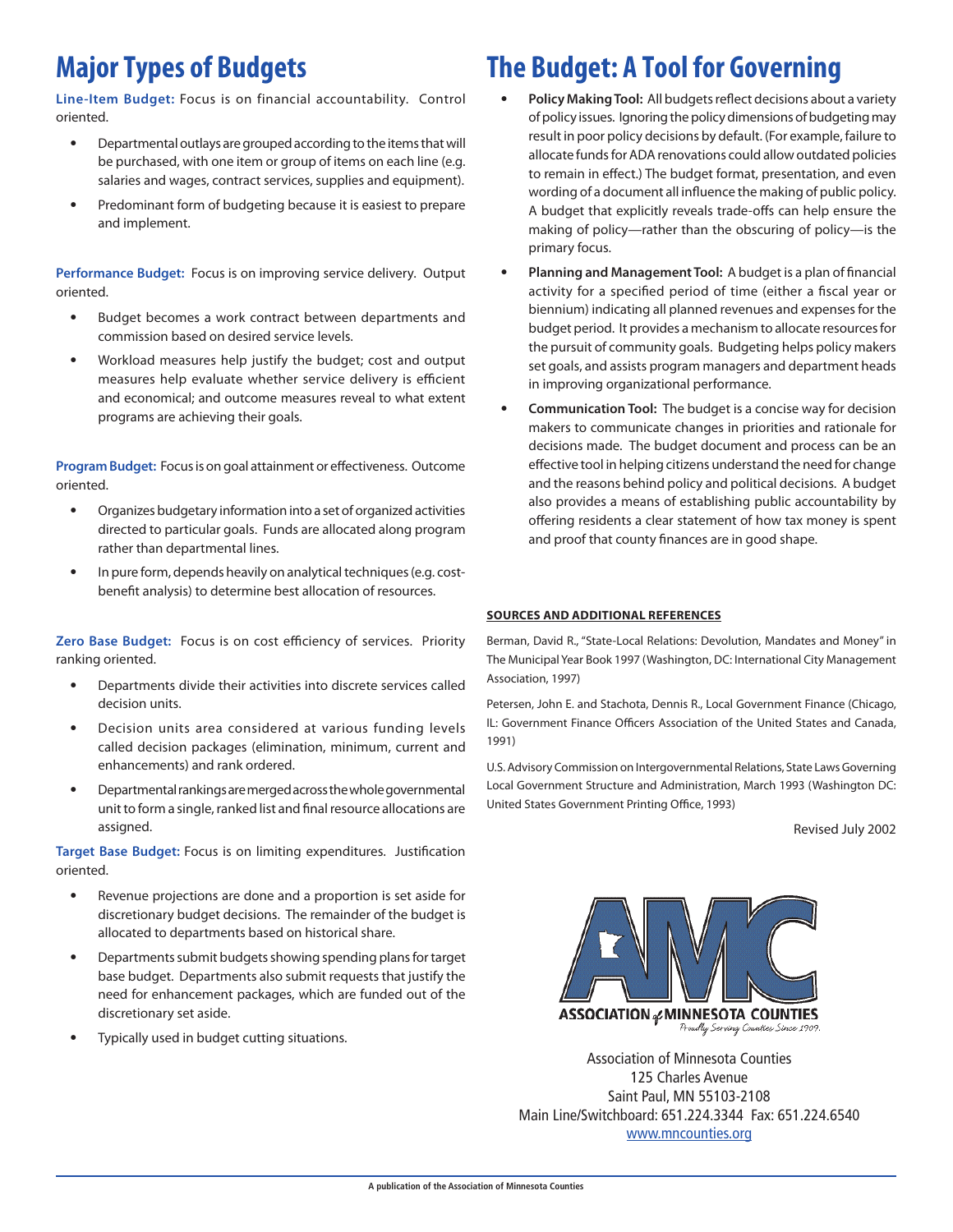# Major Types of Budgets

**Line-Item Budget:** Focus is on financial accountability. Control oriented.

- Departmental outlays are grouped according to the items that will be purchased, with one item or group of items on each line (e.g. salaries and wages, contract services, supplies and equipment).
- Predominant form of budgeting because it is easiest to prepare and implement.

**Performance Budget:** Focus is on improving service delivery. Output oriented.

- Budget becomes a work contract between departments and commission based on desired service levels.
- Workload measures help justify the budget; cost and output measures help evaluate whether service delivery is efficient and economical; and outcome measures reveal to what extent programs are achieving their goals.

**Program Budget:** Focus is on goal attainment or effectiveness. Outcome oriented.

- Organizes budgetary information into a set of organized activities directed to particular goals. Funds are allocated along program rather than departmental lines.
- In pure form, depends heavily on analytical techniques (e.g. cost-benefit analysis) to determine best allocation of resources.

**Zero Base Budget:** Focus is on cost efficiency of services. Priority ranking oriented.

- Departments divide their activities into discrete services called decision units.
- Decision units area considered at various funding levels called decision packages (elimination, minimum, current and enhancements) and rank ordered.
- Departmental rankings are merged across the whole governmental unit to form a single, ranked list and final resource allocations are assigned.

**Target Base Budget:** Focus is on limiting expenditures. Justification oriented.

- Revenue projections are done and a proportion is set aside for discretionary budget decisions. The remainder of the budget is allocated to departments based on historical share.
- Departments submit budgets showing spending plans for target base budget. Departments also submit requests that justify the need for enhancement packages, which are funded out of the discretionary set aside.
- Typically used in budget cutting situations.

# The Budget: A Tool for Governing

- **Policy Making Tool:** All budgets reflect decisions about a variety of policy issues. Ignoring the policy dimensions of budgeting may result in poor policy decisions by default. (For example, failure to allocate funds for ADA renovations could allow outdated policies to remain in effect.) The budget format, presentation, and even wording of a document all influence the making of public policy. A budget that explicitly reveals trade-offs can help ensure the making of policy—rather than the obscuring of policy—is the primary focus.
- **Planning and Management Tool:** A budget is a plan of financial activity for a specified period of time (either a fiscal year or biennium) indicating all planned revenues and expenses for the budget period. It provides a mechanism to allocate resources for the pursuit of community goals. Budgeting helps policy makers set goals, and assists program managers and department heads in improving organizational performance.
- **Communication Tool:** The budget is a concise way for decision makers to communicate changes in priorities and rationale for decisions made. The budget document and process can be an effective tool in helping citizens understand the need for change and the reasons behind policy and political decisions. A budget also provides a means of establishing public accountability by offering residents a clear statement of how tax money is spent and proof that county finances are in good shape.

**SOURCES AND ADDITIONAL REFERENCES**

Berman, David R., "State-Local Relations: Devolution, Mandates and Money" in The Municipal Year Book 1997 (Washington, DC: International City Management Association, 1997)

Petersen, John E. and Stachota, Dennis R., Local Government Finance (Chicago, IL: Government Finance Officers Association of the United States and Canada, 1991)

U.S. Advisory Commission on Intergovernmental Relations, State Laws Governing Local Government Structure and Administration, March 1993 (Washington DC: United States Government Printing Office, 1993)

Revised July 2002

ASSOCIATION of MINNESOTA COUNTIES
Proudly Serving Counties Since 1909.

Association of Minnesota Counties
125 Charles Avenue
Saint Paul, MN 55103-2108
Main Line/Switchboard: 651.224.3344 Fax: 651.224.6540
www.mncounties.org

A publication of the Association of Minnesota Counties